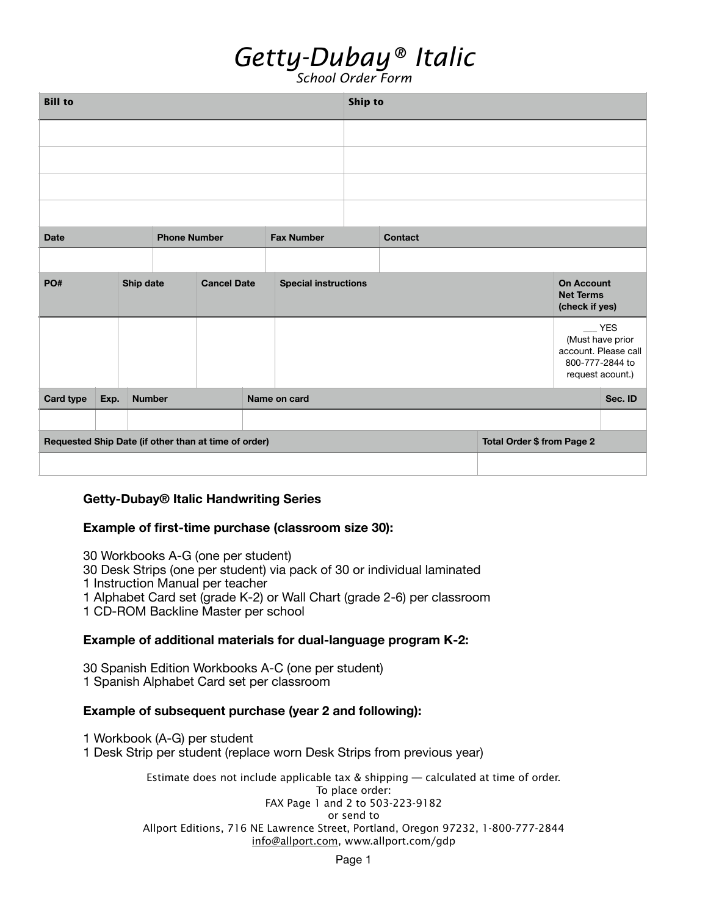# *Getty-Dubay® Italic*

*School Order Form*

| Bill to | Ship to |
|---|---|
| | |
| | |
| | |
| | |

| Date | Phone Number | Fax Number | Contact |
|---|---|---|---|
| | | | |

| PO# | Ship date | Cancel Date | Special instructions | On Account Net Terms (check if yes) |
|---|---|---|---|---|
| | | | | ___ YES (Must have prior account. Please call 800-777-2844 to request acount.) |

| Card type | Exp. | Number | Name on card | Sec. ID |
|---|---|---|---|---|
| | | | | |

| Requested Ship Date (if other than at time of order) | Total Order $ from Page 2 |
|---|---|
| | |

**Getty-Dubay® Italic Handwriting Series**

**Example of first-time purchase (classroom size 30):**

30 Workbooks A-G (one per student)
30 Desk Strips (one per student) via pack of 30 or individual laminated
1 Instruction Manual per teacher
1 Alphabet Card set (grade K-2) or Wall Chart (grade 2-6) per classroom
1 CD-ROM Backline Master per school

**Example of additional materials for dual-language program K-2:**

30 Spanish Edition Workbooks A-C (one per student)
1 Spanish Alphabet Card set per classroom

**Example of subsequent purchase (year 2 and following):**

1 Workbook (A-G) per student
1 Desk Strip per student (replace worn Desk Strips from previous year)

Estimate does not include applicable tax & shipping — calculated at time of order.
To place order:
FAX Page 1 and 2 to 503-223-9182
or send to
Allport Editions, 716 NE Lawrence Street, Portland, Oregon 97232, 1-800-777-2844
info@allport.com, www.allport.com/gdp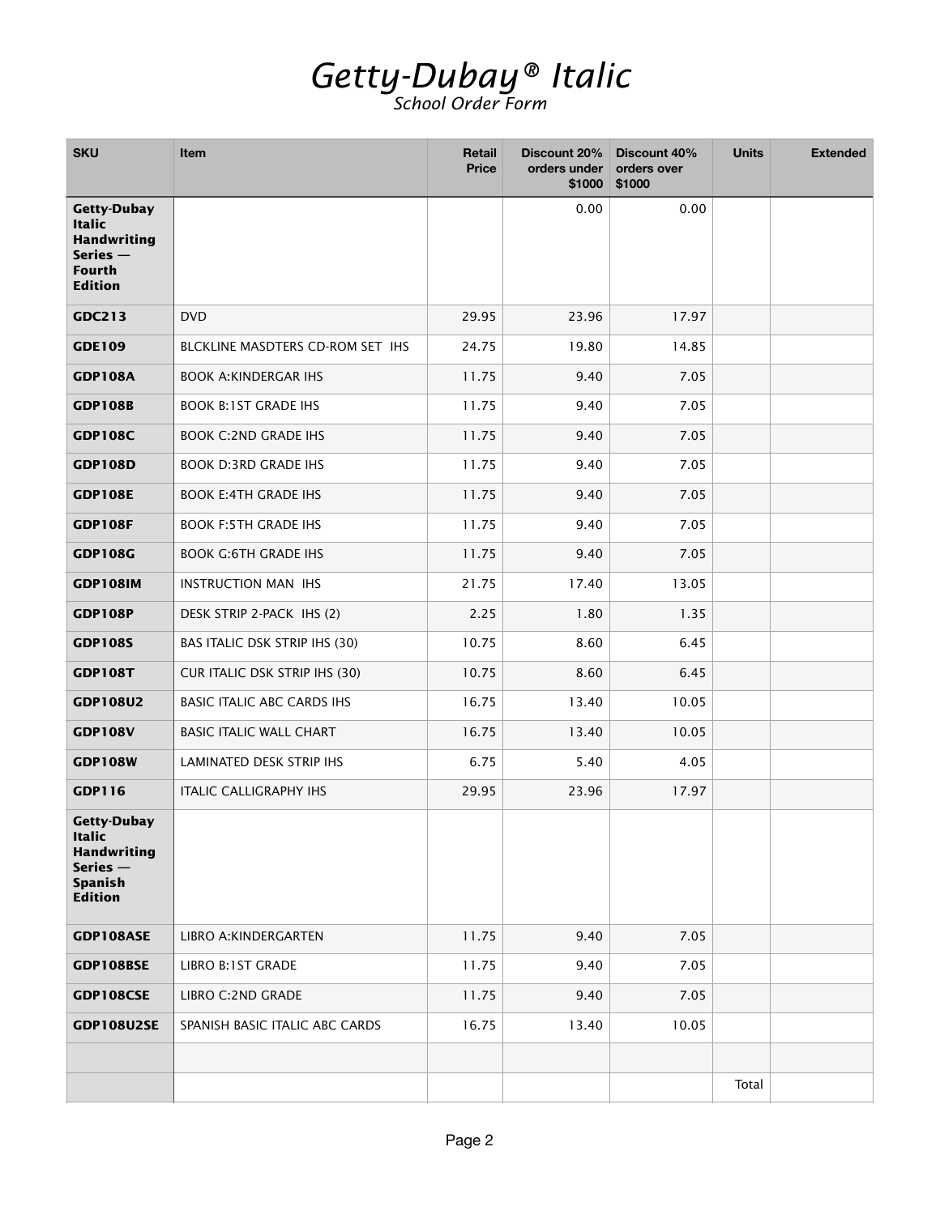# *Getty-Dubay® Italic*

*School Order Form*

| SKU | Item | Retail Price | Discount 20% orders under $1000 | Discount 40% orders over $1000 | Units | Extended |
|---|---|---|---|---|---|---|
| **Getty-Dubay Italic Handwriting Series — Fourth Edition** | | | 0.00 | 0.00 | | |
| **GDC213** | DVD | 29.95 | 23.96 | 17.97 | | |
| **GDE109** | BLCKLINE MASDTERS CD-ROM SET IHS | 24.75 | 19.80 | 14.85 | | |
| **GDP108A** | BOOK A:KINDERGAR IHS | 11.75 | 9.40 | 7.05 | | |
| **GDP108B** | BOOK B:1ST GRADE IHS | 11.75 | 9.40 | 7.05 | | |
| **GDP108C** | BOOK C:2ND GRADE IHS | 11.75 | 9.40 | 7.05 | | |
| **GDP108D** | BOOK D:3RD GRADE IHS | 11.75 | 9.40 | 7.05 | | |
| **GDP108E** | BOOK E:4TH GRADE IHS | 11.75 | 9.40 | 7.05 | | |
| **GDP108F** | BOOK F:5TH GRADE IHS | 11.75 | 9.40 | 7.05 | | |
| **GDP108G** | BOOK G:6TH GRADE IHS | 11.75 | 9.40 | 7.05 | | |
| **GDP108IM** | INSTRUCTION MAN IHS | 21.75 | 17.40 | 13.05 | | |
| **GDP108P** | DESK STRIP 2-PACK IHS (2) | 2.25 | 1.80 | 1.35 | | |
| **GDP108S** | BAS ITALIC DSK STRIP IHS (30) | 10.75 | 8.60 | 6.45 | | |
| **GDP108T** | CUR ITALIC DSK STRIP IHS (30) | 10.75 | 8.60 | 6.45 | | |
| **GDP108U2** | BASIC ITALIC ABC CARDS IHS | 16.75 | 13.40 | 10.05 | | |
| **GDP108V** | BASIC ITALIC WALL CHART | 16.75 | 13.40 | 10.05 | | |
| **GDP108W** | LAMINATED DESK STRIP IHS | 6.75 | 5.40 | 4.05 | | |
| **GDP116** | ITALIC CALLIGRAPHY IHS | 29.95 | 23.96 | 17.97 | | |
| **Getty-Dubay Italic Handwriting Series — Spanish Edition** | | | | | | |
| **GDP108ASE** | LIBRO A:KINDERGARTEN | 11.75 | 9.40 | 7.05 | | |
| **GDP108BSE** | LIBRO B:1ST GRADE | 11.75 | 9.40 | 7.05 | | |
| **GDP108CSE** | LIBRO C:2ND GRADE | 11.75 | 9.40 | 7.05 | | |
| **GDP108U2SE** | SPANISH BASIC ITALIC ABC CARDS | 16.75 | 13.40 | 10.05 | | |
| | | | | | | |
| | | | | | Total | |